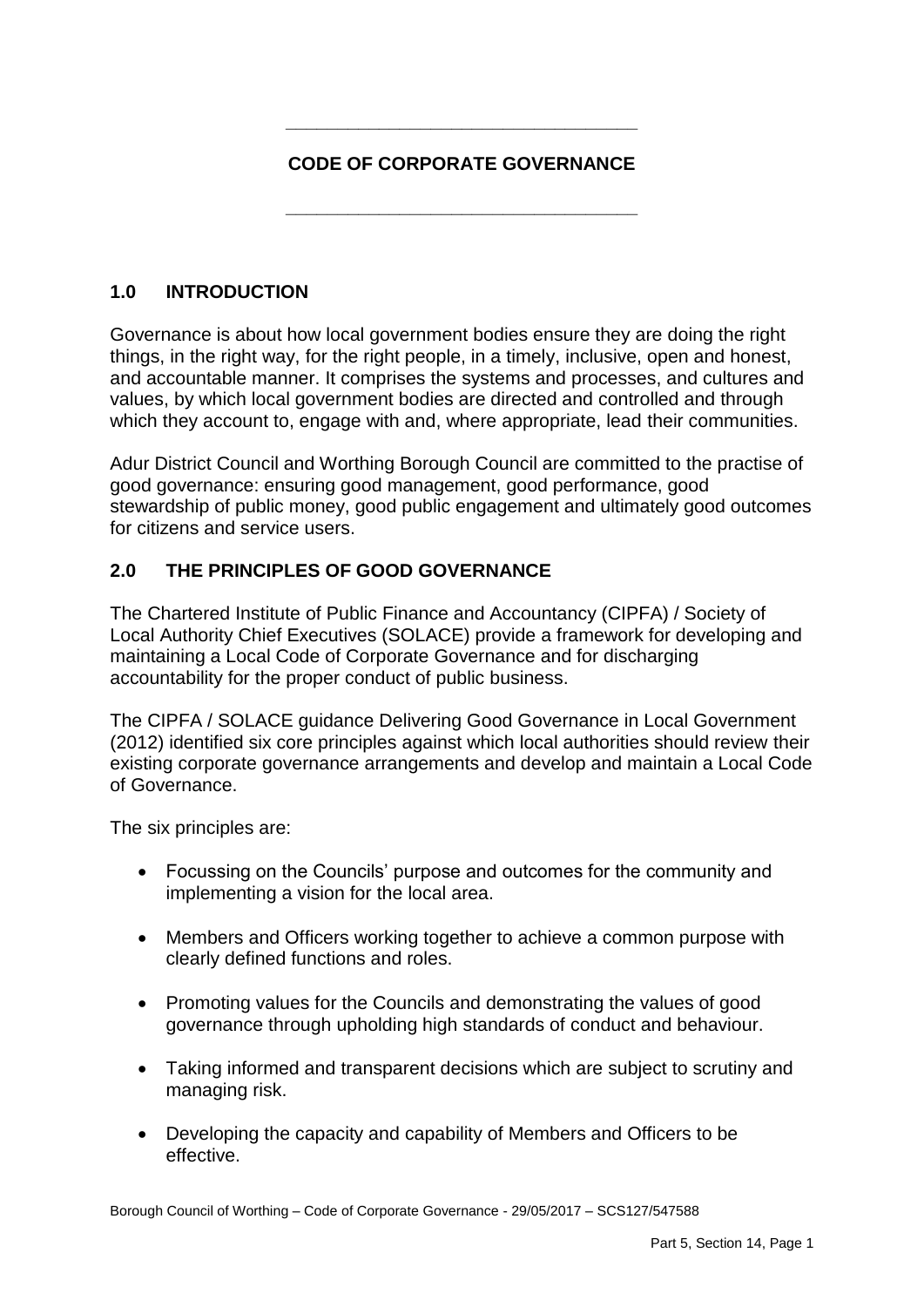# CODE OF CORPORATE GOVERNANCE

## 1.0 INTRODUCTION

Governance is about how local government bodies ensure they are doing the right things, in the right way, for the right people, in a timely, inclusive, open and honest, and accountable manner. It comprises the systems and processes, and cultures and values, by which local government bodies are directed and controlled and through which they account to, engage with and, where appropriate, lead their communities.

Adur District Council and Worthing Borough Council are committed to the practise of good governance: ensuring good management, good performance, good stewardship of public money, good public engagement and ultimately good outcomes for citizens and service users.

## 2.0 THE PRINCIPLES OF GOOD GOVERNANCE

The Chartered Institute of Public Finance and Accountancy (CIPFA) / Society of Local Authority Chief Executives (SOLACE) provide a framework for developing and maintaining a Local Code of Corporate Governance and for discharging accountability for the proper conduct of public business.

The CIPFA / SOLACE guidance Delivering Good Governance in Local Government (2012) identified six core principles against which local authorities should review their existing corporate governance arrangements and develop and maintain a Local Code of Governance.

The six principles are:

- Focussing on the Councils' purpose and outcomes for the community and implementing a vision for the local area.
- Members and Officers working together to achieve a common purpose with clearly defined functions and roles.
- Promoting values for the Councils and demonstrating the values of good governance through upholding high standards of conduct and behaviour.
- Taking informed and transparent decisions which are subject to scrutiny and managing risk.
- Developing the capacity and capability of Members and Officers to be effective.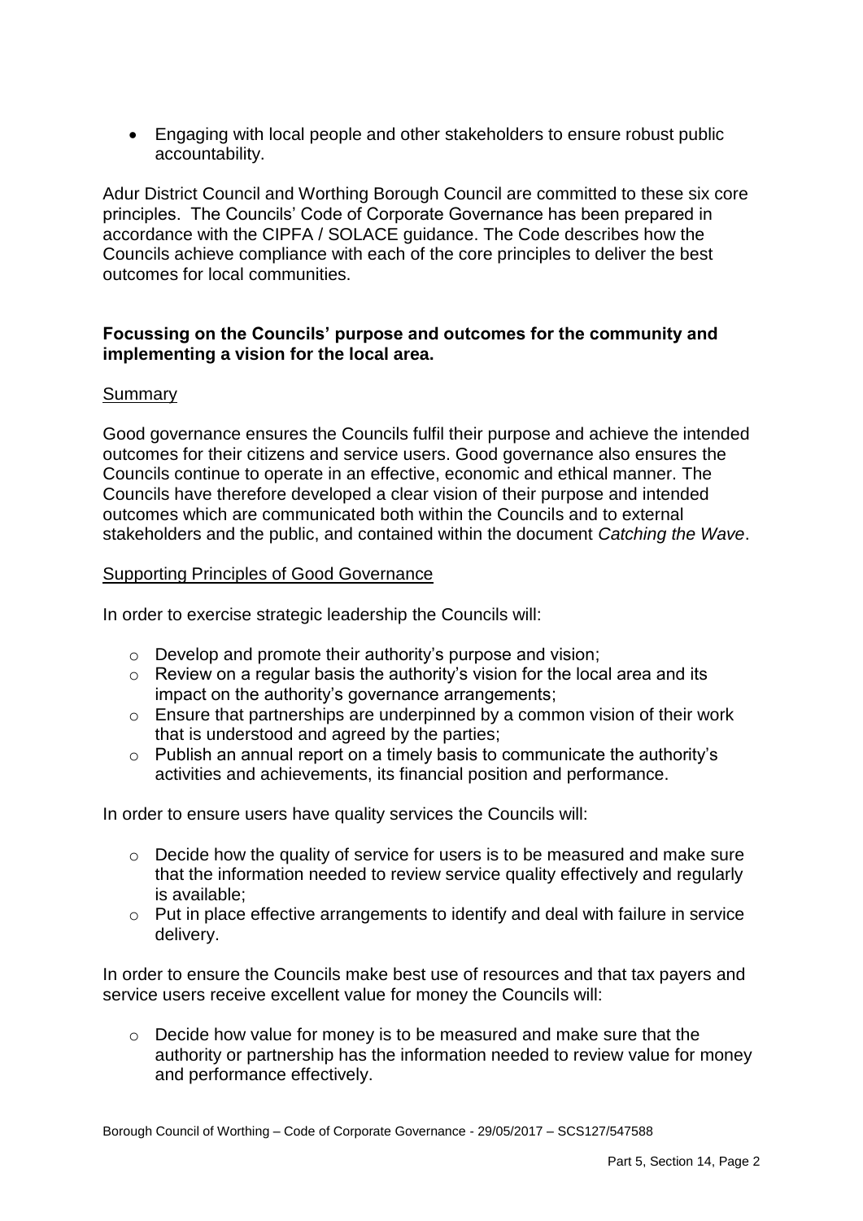- Engaging with local people and other stakeholders to ensure robust public accountability.

Adur District Council and Worthing Borough Council are committed to these six core principles. The Councils' Code of Corporate Governance has been prepared in accordance with the CIPFA / SOLACE guidance. The Code describes how the Councils achieve compliance with each of the core principles to deliver the best outcomes for local communities.

**Focussing on the Councils' purpose and outcomes for the community and implementing a vision for the local area.**

<u>Summary</u>

Good governance ensures the Councils fulfil their purpose and achieve the intended outcomes for their citizens and service users. Good governance also ensures the Councils continue to operate in an effective, economic and ethical manner. The Councils have therefore developed a clear vision of their purpose and intended outcomes which are communicated both within the Councils and to external stakeholders and the public, and contained within the document *Catching the Wave*.

<u>Supporting Principles of Good Governance</u>

In order to exercise strategic leadership the Councils will:

- Develop and promote their authority's purpose and vision;
- Review on a regular basis the authority's vision for the local area and its impact on the authority's governance arrangements;
- Ensure that partnerships are underpinned by a common vision of their work that is understood and agreed by the parties;
- Publish an annual report on a timely basis to communicate the authority's activities and achievements, its financial position and performance.

In order to ensure users have quality services the Councils will:

- Decide how the quality of service for users is to be measured and make sure that the information needed to review service quality effectively and regularly is available;
- Put in place effective arrangements to identify and deal with failure in service delivery.

In order to ensure the Councils make best use of resources and that tax payers and service users receive excellent value for money the Councils will:

- Decide how value for money is to be measured and make sure that the authority or partnership has the information needed to review value for money and performance effectively.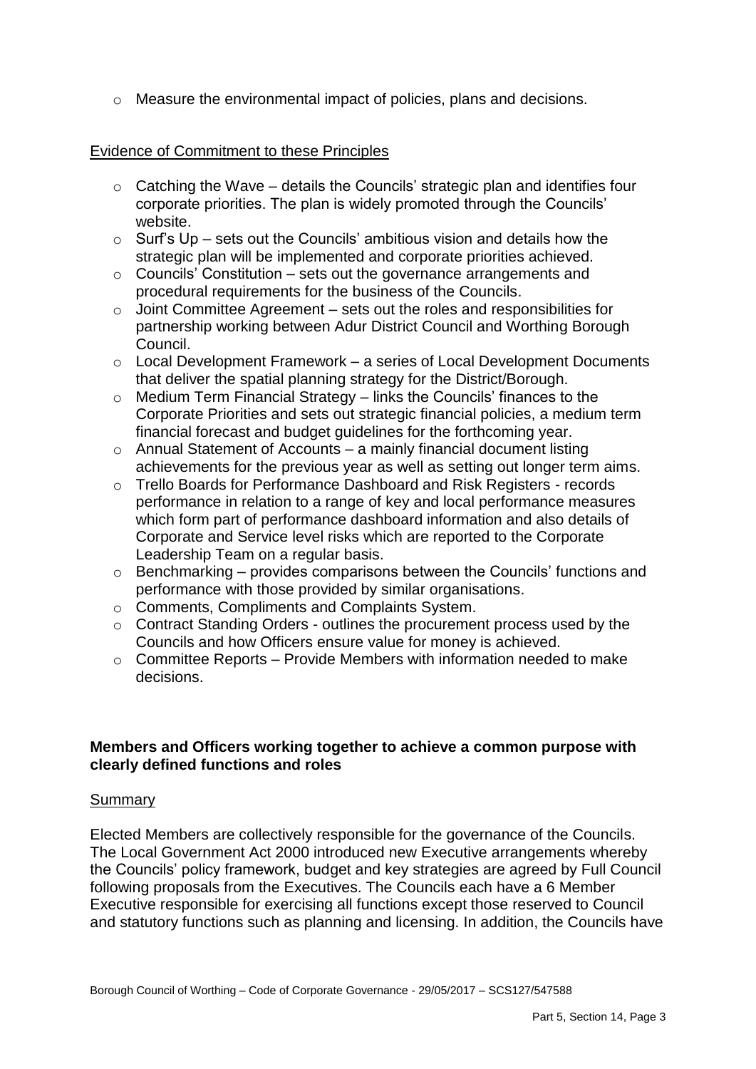- Measure the environmental impact of policies, plans and decisions.

Evidence of Commitment to these Principles

- Catching the Wave – details the Councils' strategic plan and identifies four corporate priorities. The plan is widely promoted through the Councils' website.
- Surf's Up – sets out the Councils' ambitious vision and details how the strategic plan will be implemented and corporate priorities achieved.
- Councils' Constitution – sets out the governance arrangements and procedural requirements for the business of the Councils.
- Joint Committee Agreement – sets out the roles and responsibilities for partnership working between Adur District Council and Worthing Borough Council.
- Local Development Framework – a series of Local Development Documents that deliver the spatial planning strategy for the District/Borough.
- Medium Term Financial Strategy – links the Councils' finances to the Corporate Priorities and sets out strategic financial policies, a medium term financial forecast and budget guidelines for the forthcoming year.
- Annual Statement of Accounts – a mainly financial document listing achievements for the previous year as well as setting out longer term aims.
- Trello Boards for Performance Dashboard and Risk Registers - records performance in relation to a range of key and local performance measures which form part of performance dashboard information and also details of Corporate and Service level risks which are reported to the Corporate Leadership Team on a regular basis.
- Benchmarking – provides comparisons between the Councils' functions and performance with those provided by similar organisations.
- Comments, Compliments and Complaints System.
- Contract Standing Orders - outlines the procurement process used by the Councils and how Officers ensure value for money is achieved.
- Committee Reports – Provide Members with information needed to make decisions.

**Members and Officers working together to achieve a common purpose with clearly defined functions and roles**

Summary

Elected Members are collectively responsible for the governance of the Councils. The Local Government Act 2000 introduced new Executive arrangements whereby the Councils' policy framework, budget and key strategies are agreed by Full Council following proposals from the Executives. The Councils each have a 6 Member Executive responsible for exercising all functions except those reserved to Council and statutory functions such as planning and licensing. In addition, the Councils have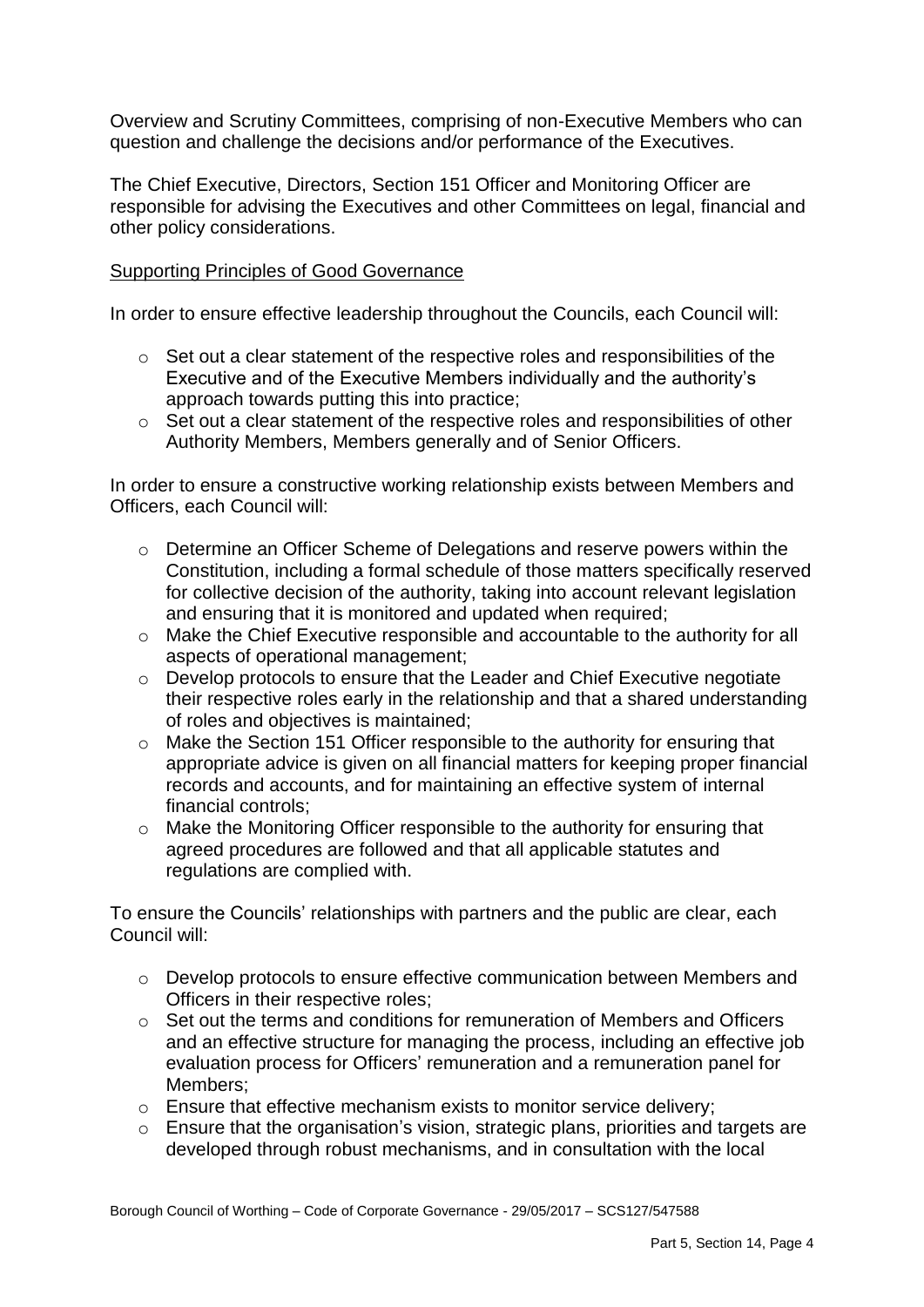Overview and Scrutiny Committees, comprising of non-Executive Members who can question and challenge the decisions and/or performance of the Executives.

The Chief Executive, Directors, Section 151 Officer and Monitoring Officer are responsible for advising the Executives and other Committees on legal, financial and other policy considerations.

Supporting Principles of Good Governance

In order to ensure effective leadership throughout the Councils, each Council will:

- Set out a clear statement of the respective roles and responsibilities of the Executive and of the Executive Members individually and the authority's approach towards putting this into practice;
- Set out a clear statement of the respective roles and responsibilities of other Authority Members, Members generally and of Senior Officers.

In order to ensure a constructive working relationship exists between Members and Officers, each Council will:

- Determine an Officer Scheme of Delegations and reserve powers within the Constitution, including a formal schedule of those matters specifically reserved for collective decision of the authority, taking into account relevant legislation and ensuring that it is monitored and updated when required;
- Make the Chief Executive responsible and accountable to the authority for all aspects of operational management;
- Develop protocols to ensure that the Leader and Chief Executive negotiate their respective roles early in the relationship and that a shared understanding of roles and objectives is maintained;
- Make the Section 151 Officer responsible to the authority for ensuring that appropriate advice is given on all financial matters for keeping proper financial records and accounts, and for maintaining an effective system of internal financial controls;
- Make the Monitoring Officer responsible to the authority for ensuring that agreed procedures are followed and that all applicable statutes and regulations are complied with.

To ensure the Councils' relationships with partners and the public are clear, each Council will:

- Develop protocols to ensure effective communication between Members and Officers in their respective roles;
- Set out the terms and conditions for remuneration of Members and Officers and an effective structure for managing the process, including an effective job evaluation process for Officers' remuneration and a remuneration panel for Members;
- Ensure that effective mechanism exists to monitor service delivery;
- Ensure that the organisation's vision, strategic plans, priorities and targets are developed through robust mechanisms, and in consultation with the local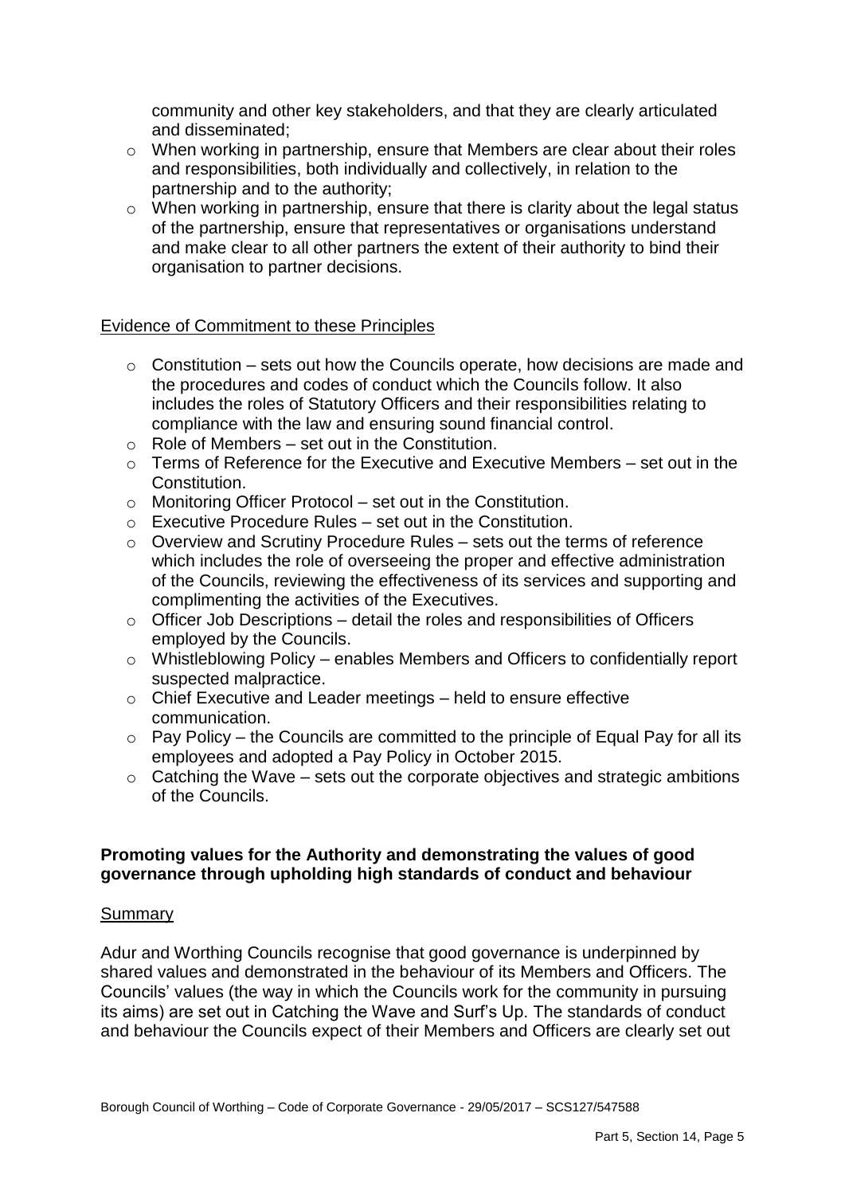community and other key stakeholders, and that they are clearly articulated and disseminated;

- When working in partnership, ensure that Members are clear about their roles and responsibilities, both individually and collectively, in relation to the partnership and to the authority;
- When working in partnership, ensure that there is clarity about the legal status of the partnership, ensure that representatives or organisations understand and make clear to all other partners the extent of their authority to bind their organisation to partner decisions.

Evidence of Commitment to these Principles

- Constitution – sets out how the Councils operate, how decisions are made and the procedures and codes of conduct which the Councils follow. It also includes the roles of Statutory Officers and their responsibilities relating to compliance with the law and ensuring sound financial control.
- Role of Members – set out in the Constitution.
- Terms of Reference for the Executive and Executive Members – set out in the Constitution.
- Monitoring Officer Protocol – set out in the Constitution.
- Executive Procedure Rules – set out in the Constitution.
- Overview and Scrutiny Procedure Rules – sets out the terms of reference which includes the role of overseeing the proper and effective administration of the Councils, reviewing the effectiveness of its services and supporting and complimenting the activities of the Executives.
- Officer Job Descriptions – detail the roles and responsibilities of Officers employed by the Councils.
- Whistleblowing Policy – enables Members and Officers to confidentially report suspected malpractice.
- Chief Executive and Leader meetings – held to ensure effective communication.
- Pay Policy – the Councils are committed to the principle of Equal Pay for all its employees and adopted a Pay Policy in October 2015.
- Catching the Wave – sets out the corporate objectives and strategic ambitions of the Councils.

**Promoting values for the Authority and demonstrating the values of good governance through upholding high standards of conduct and behaviour**

Summary

Adur and Worthing Councils recognise that good governance is underpinned by shared values and demonstrated in the behaviour of its Members and Officers. The Councils' values (the way in which the Councils work for the community in pursuing its aims) are set out in Catching the Wave and Surf's Up. The standards of conduct and behaviour the Councils expect of their Members and Officers are clearly set out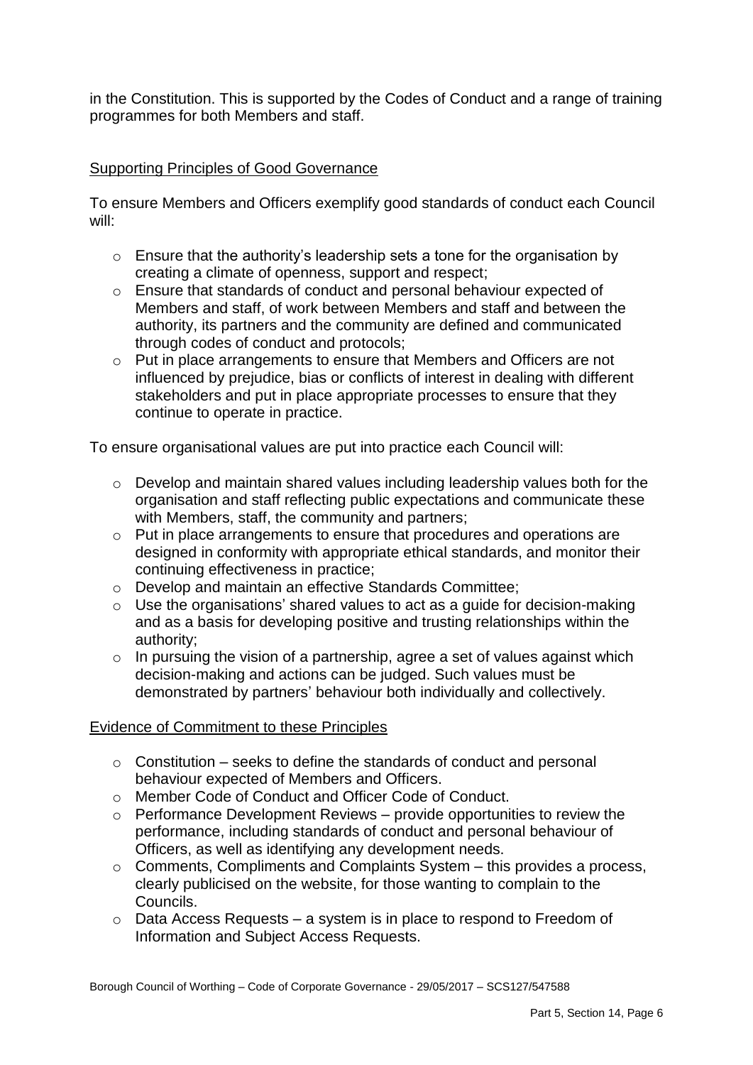in the Constitution. This is supported by the Codes of Conduct and a range of training programmes for both Members and staff.

<u>Supporting Principles of Good Governance</u>

To ensure Members and Officers exemplify good standards of conduct each Council will:

- Ensure that the authority's leadership sets a tone for the organisation by creating a climate of openness, support and respect;
- Ensure that standards of conduct and personal behaviour expected of Members and staff, of work between Members and staff and between the authority, its partners and the community are defined and communicated through codes of conduct and protocols;
- Put in place arrangements to ensure that Members and Officers are not influenced by prejudice, bias or conflicts of interest in dealing with different stakeholders and put in place appropriate processes to ensure that they continue to operate in practice.

To ensure organisational values are put into practice each Council will:

- Develop and maintain shared values including leadership values both for the organisation and staff reflecting public expectations and communicate these with Members, staff, the community and partners;
- Put in place arrangements to ensure that procedures and operations are designed in conformity with appropriate ethical standards, and monitor their continuing effectiveness in practice;
- Develop and maintain an effective Standards Committee;
- Use the organisations' shared values to act as a guide for decision-making and as a basis for developing positive and trusting relationships within the authority;
- In pursuing the vision of a partnership, agree a set of values against which decision-making and actions can be judged. Such values must be demonstrated by partners' behaviour both individually and collectively.

<u>Evidence of Commitment to these Principles</u>

- Constitution – seeks to define the standards of conduct and personal behaviour expected of Members and Officers.
- Member Code of Conduct and Officer Code of Conduct.
- Performance Development Reviews – provide opportunities to review the performance, including standards of conduct and personal behaviour of Officers, as well as identifying any development needs.
- Comments, Compliments and Complaints System – this provides a process, clearly publicised on the website, for those wanting to complain to the Councils.
- Data Access Requests – a system is in place to respond to Freedom of Information and Subject Access Requests.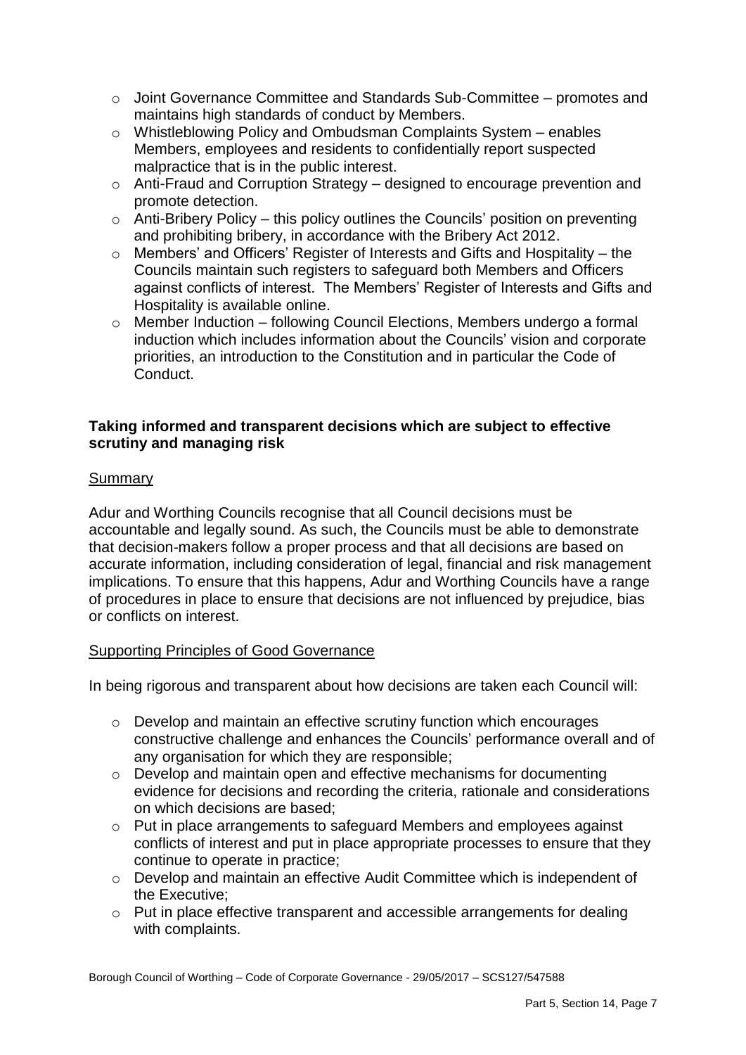- Joint Governance Committee and Standards Sub-Committee – promotes and maintains high standards of conduct by Members.
- Whistleblowing Policy and Ombudsman Complaints System – enables Members, employees and residents to confidentially report suspected malpractice that is in the public interest.
- Anti-Fraud and Corruption Strategy – designed to encourage prevention and promote detection.
- Anti-Bribery Policy – this policy outlines the Councils' position on preventing and prohibiting bribery, in accordance with the Bribery Act 2012.
- Members' and Officers' Register of Interests and Gifts and Hospitality – the Councils maintain such registers to safeguard both Members and Officers against conflicts of interest. The Members' Register of Interests and Gifts and Hospitality is available online.
- Member Induction – following Council Elections, Members undergo a formal induction which includes information about the Councils' vision and corporate priorities, an introduction to the Constitution and in particular the Code of Conduct.

**Taking informed and transparent decisions which are subject to effective scrutiny and managing risk**

Summary

Adur and Worthing Councils recognise that all Council decisions must be accountable and legally sound. As such, the Councils must be able to demonstrate that decision-makers follow a proper process and that all decisions are based on accurate information, including consideration of legal, financial and risk management implications. To ensure that this happens, Adur and Worthing Councils have a range of procedures in place to ensure that decisions are not influenced by prejudice, bias or conflicts on interest.

Supporting Principles of Good Governance

In being rigorous and transparent about how decisions are taken each Council will:

- Develop and maintain an effective scrutiny function which encourages constructive challenge and enhances the Councils' performance overall and of any organisation for which they are responsible;
- Develop and maintain open and effective mechanisms for documenting evidence for decisions and recording the criteria, rationale and considerations on which decisions are based;
- Put in place arrangements to safeguard Members and employees against conflicts of interest and put in place appropriate processes to ensure that they continue to operate in practice;
- Develop and maintain an effective Audit Committee which is independent of the Executive;
- Put in place effective transparent and accessible arrangements for dealing with complaints.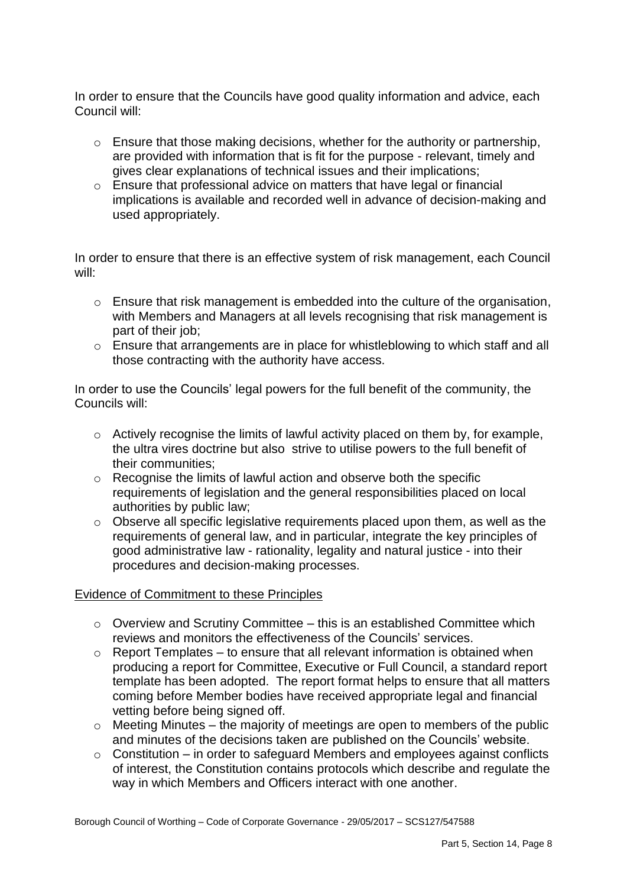In order to ensure that the Councils have good quality information and advice, each Council will:

- Ensure that those making decisions, whether for the authority or partnership, are provided with information that is fit for the purpose - relevant, timely and gives clear explanations of technical issues and their implications;
- Ensure that professional advice on matters that have legal or financial implications is available and recorded well in advance of decision-making and used appropriately.

In order to ensure that there is an effective system of risk management, each Council will:

- Ensure that risk management is embedded into the culture of the organisation, with Members and Managers at all levels recognising that risk management is part of their job;
- Ensure that arrangements are in place for whistleblowing to which staff and all those contracting with the authority have access.

In order to use the Councils' legal powers for the full benefit of the community, the Councils will:

- Actively recognise the limits of lawful activity placed on them by, for example, the ultra vires doctrine but also strive to utilise powers to the full benefit of their communities;
- Recognise the limits of lawful action and observe both the specific requirements of legislation and the general responsibilities placed on local authorities by public law;
- Observe all specific legislative requirements placed upon them, as well as the requirements of general law, and in particular, integrate the key principles of good administrative law - rationality, legality and natural justice - into their procedures and decision-making processes.

<u>Evidence of Commitment to these Principles</u>

- Overview and Scrutiny Committee – this is an established Committee which reviews and monitors the effectiveness of the Councils' services.
- Report Templates – to ensure that all relevant information is obtained when producing a report for Committee, Executive or Full Council, a standard report template has been adopted. The report format helps to ensure that all matters coming before Member bodies have received appropriate legal and financial vetting before being signed off.
- Meeting Minutes – the majority of meetings are open to members of the public and minutes of the decisions taken are published on the Councils' website.
- Constitution – in order to safeguard Members and employees against conflicts of interest, the Constitution contains protocols which describe and regulate the way in which Members and Officers interact with one another.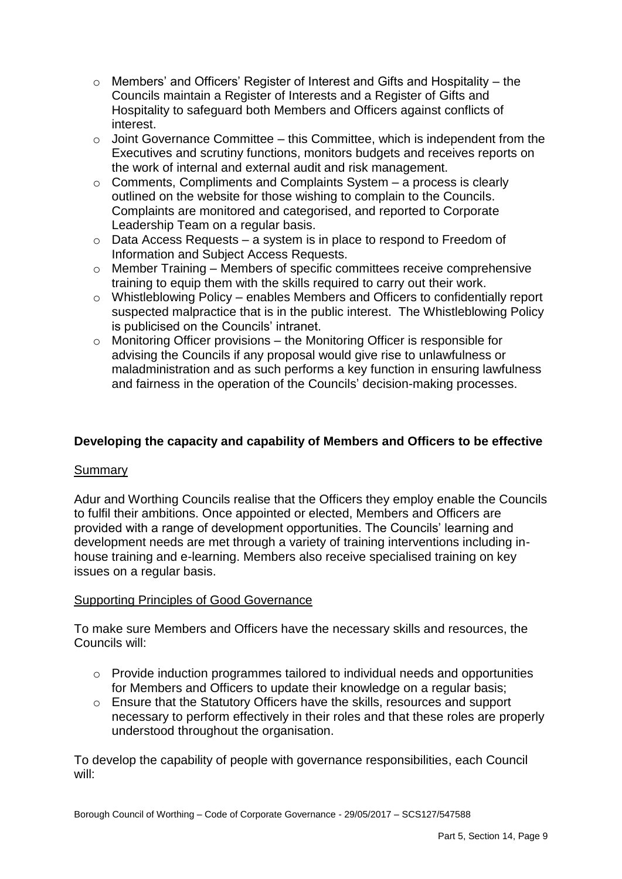- Members' and Officers' Register of Interest and Gifts and Hospitality – the Councils maintain a Register of Interests and a Register of Gifts and Hospitality to safeguard both Members and Officers against conflicts of interest.
- Joint Governance Committee – this Committee, which is independent from the Executives and scrutiny functions, monitors budgets and receives reports on the work of internal and external audit and risk management.
- Comments, Compliments and Complaints System – a process is clearly outlined on the website for those wishing to complain to the Councils. Complaints are monitored and categorised, and reported to Corporate Leadership Team on a regular basis.
- Data Access Requests – a system is in place to respond to Freedom of Information and Subject Access Requests.
- Member Training – Members of specific committees receive comprehensive training to equip them with the skills required to carry out their work.
- Whistleblowing Policy – enables Members and Officers to confidentially report suspected malpractice that is in the public interest. The Whistleblowing Policy is publicised on the Councils' intranet.
- Monitoring Officer provisions – the Monitoring Officer is responsible for advising the Councils if any proposal would give rise to unlawfulness or maladministration and as such performs a key function in ensuring lawfulness and fairness in the operation of the Councils' decision-making processes.

## Developing the capacity and capability of Members and Officers to be effective

### Summary

Adur and Worthing Councils realise that the Officers they employ enable the Councils to fulfil their ambitions. Once appointed or elected, Members and Officers are provided with a range of development opportunities. The Councils' learning and development needs are met through a variety of training interventions including in-house training and e-learning. Members also receive specialised training on key issues on a regular basis.

### Supporting Principles of Good Governance

To make sure Members and Officers have the necessary skills and resources, the Councils will:

- Provide induction programmes tailored to individual needs and opportunities for Members and Officers to update their knowledge on a regular basis;
- Ensure that the Statutory Officers have the skills, resources and support necessary to perform effectively in their roles and that these roles are properly understood throughout the organisation.

To develop the capability of people with governance responsibilities, each Council will: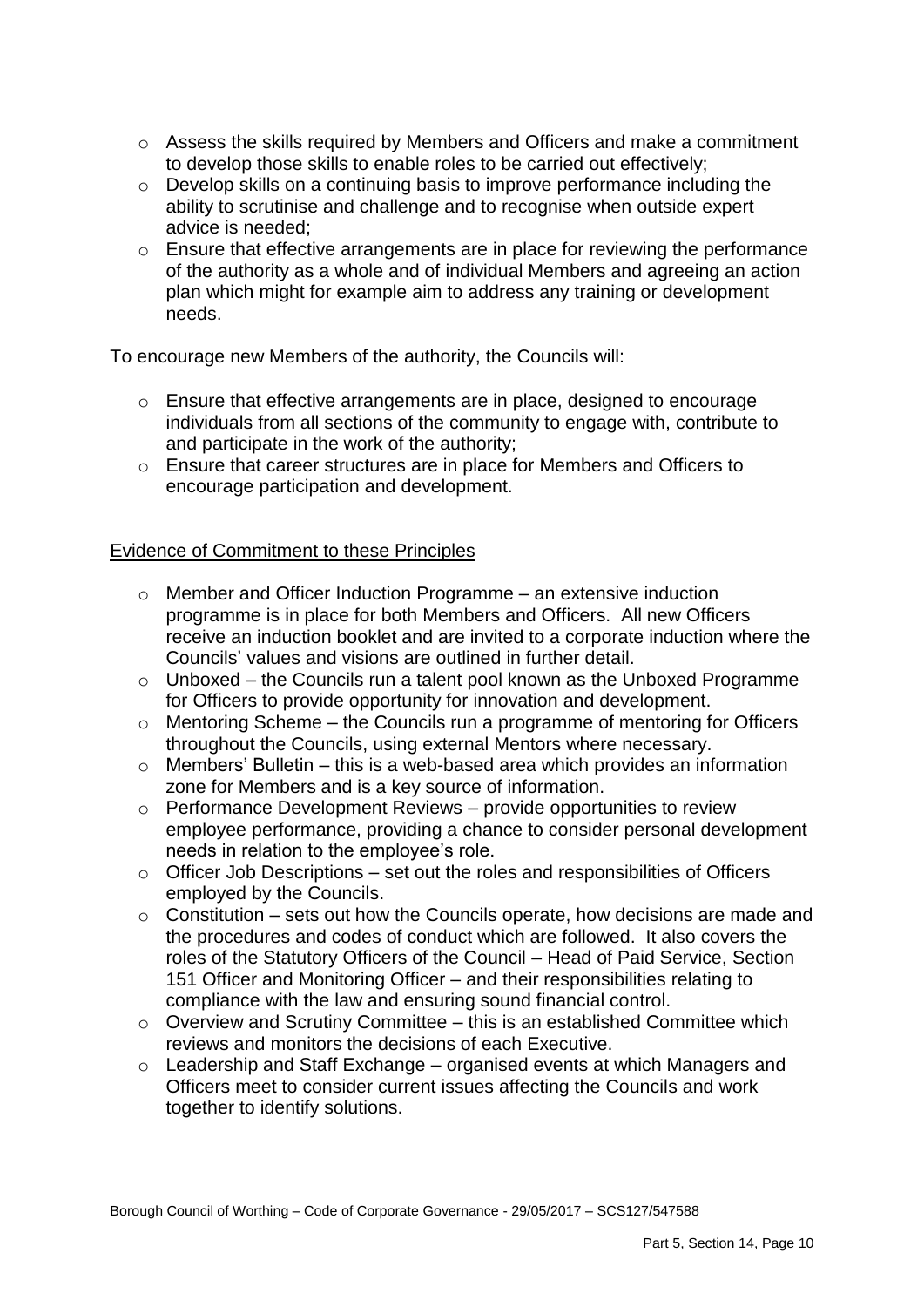- Assess the skills required by Members and Officers and make a commitment to develop those skills to enable roles to be carried out effectively;
- Develop skills on a continuing basis to improve performance including the ability to scrutinise and challenge and to recognise when outside expert advice is needed;
- Ensure that effective arrangements are in place for reviewing the performance of the authority as a whole and of individual Members and agreeing an action plan which might for example aim to address any training or development needs.

To encourage new Members of the authority, the Councils will:

- Ensure that effective arrangements are in place, designed to encourage individuals from all sections of the community to engage with, contribute to and participate in the work of the authority;
- Ensure that career structures are in place for Members and Officers to encourage participation and development.

<u>Evidence of Commitment to these Principles</u>

- Member and Officer Induction Programme – an extensive induction programme is in place for both Members and Officers. All new Officers receive an induction booklet and are invited to a corporate induction where the Councils' values and visions are outlined in further detail.
- Unboxed – the Councils run a talent pool known as the Unboxed Programme for Officers to provide opportunity for innovation and development.
- Mentoring Scheme – the Councils run a programme of mentoring for Officers throughout the Councils, using external Mentors where necessary.
- Members' Bulletin – this is a web-based area which provides an information zone for Members and is a key source of information.
- Performance Development Reviews – provide opportunities to review employee performance, providing a chance to consider personal development needs in relation to the employee's role.
- Officer Job Descriptions – set out the roles and responsibilities of Officers employed by the Councils.
- Constitution – sets out how the Councils operate, how decisions are made and the procedures and codes of conduct which are followed. It also covers the roles of the Statutory Officers of the Council – Head of Paid Service, Section 151 Officer and Monitoring Officer – and their responsibilities relating to compliance with the law and ensuring sound financial control.
- Overview and Scrutiny Committee – this is an established Committee which reviews and monitors the decisions of each Executive.
- Leadership and Staff Exchange – organised events at which Managers and Officers meet to consider current issues affecting the Councils and work together to identify solutions.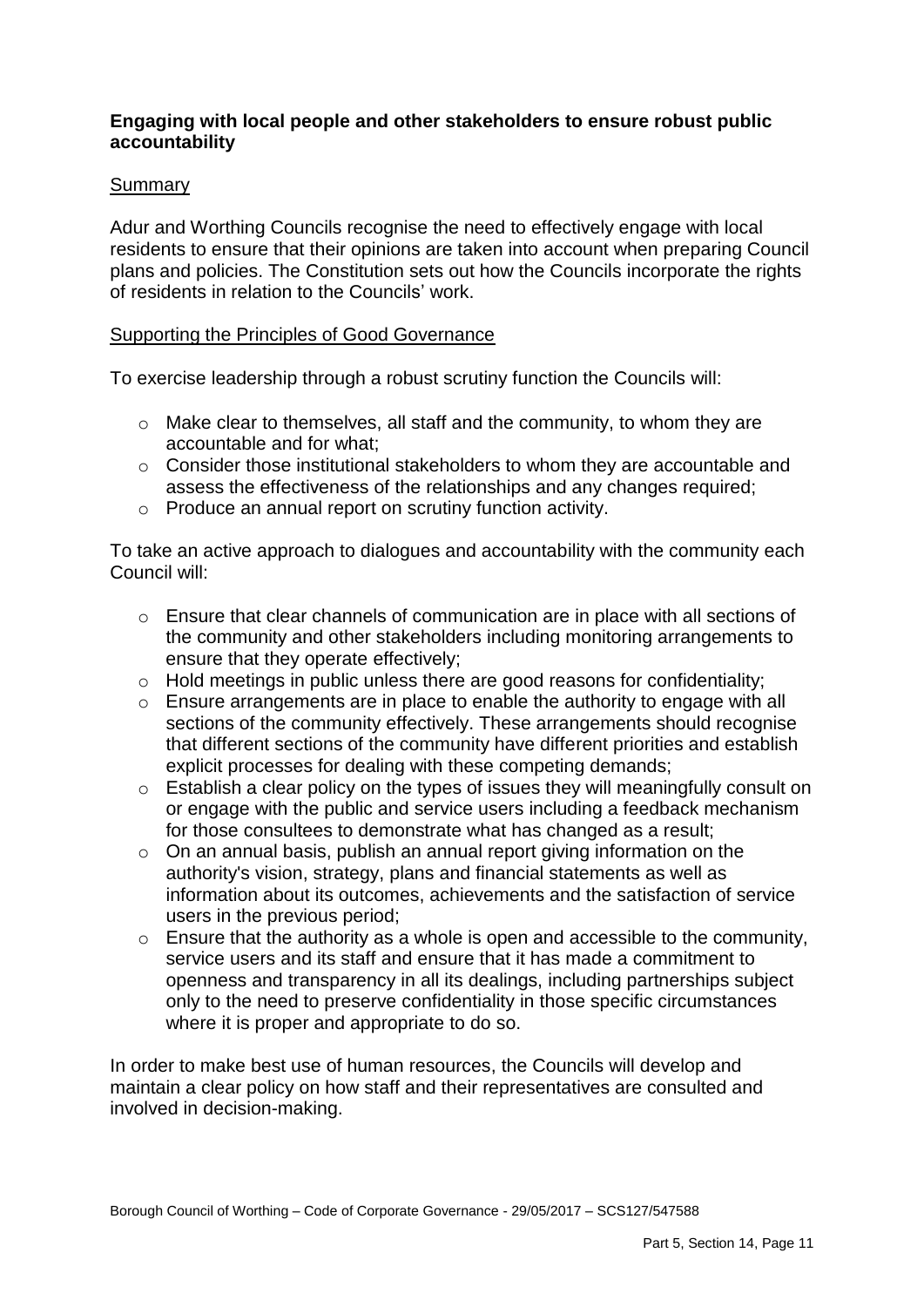**Engaging with local people and other stakeholders to ensure robust public accountability**

Summary

Adur and Worthing Councils recognise the need to effectively engage with local residents to ensure that their opinions are taken into account when preparing Council plans and policies. The Constitution sets out how the Councils incorporate the rights of residents in relation to the Councils' work.

Supporting the Principles of Good Governance

To exercise leadership through a robust scrutiny function the Councils will:

- Make clear to themselves, all staff and the community, to whom they are accountable and for what;
- Consider those institutional stakeholders to whom they are accountable and assess the effectiveness of the relationships and any changes required;
- Produce an annual report on scrutiny function activity.

To take an active approach to dialogues and accountability with the community each Council will:

- Ensure that clear channels of communication are in place with all sections of the community and other stakeholders including monitoring arrangements to ensure that they operate effectively;
- Hold meetings in public unless there are good reasons for confidentiality;
- Ensure arrangements are in place to enable the authority to engage with all sections of the community effectively. These arrangements should recognise that different sections of the community have different priorities and establish explicit processes for dealing with these competing demands;
- Establish a clear policy on the types of issues they will meaningfully consult on or engage with the public and service users including a feedback mechanism for those consultees to demonstrate what has changed as a result;
- On an annual basis, publish an annual report giving information on the authority's vision, strategy, plans and financial statements as well as information about its outcomes, achievements and the satisfaction of service users in the previous period;
- Ensure that the authority as a whole is open and accessible to the community, service users and its staff and ensure that it has made a commitment to openness and transparency in all its dealings, including partnerships subject only to the need to preserve confidentiality in those specific circumstances where it is proper and appropriate to do so.

In order to make best use of human resources, the Councils will develop and maintain a clear policy on how staff and their representatives are consulted and involved in decision-making.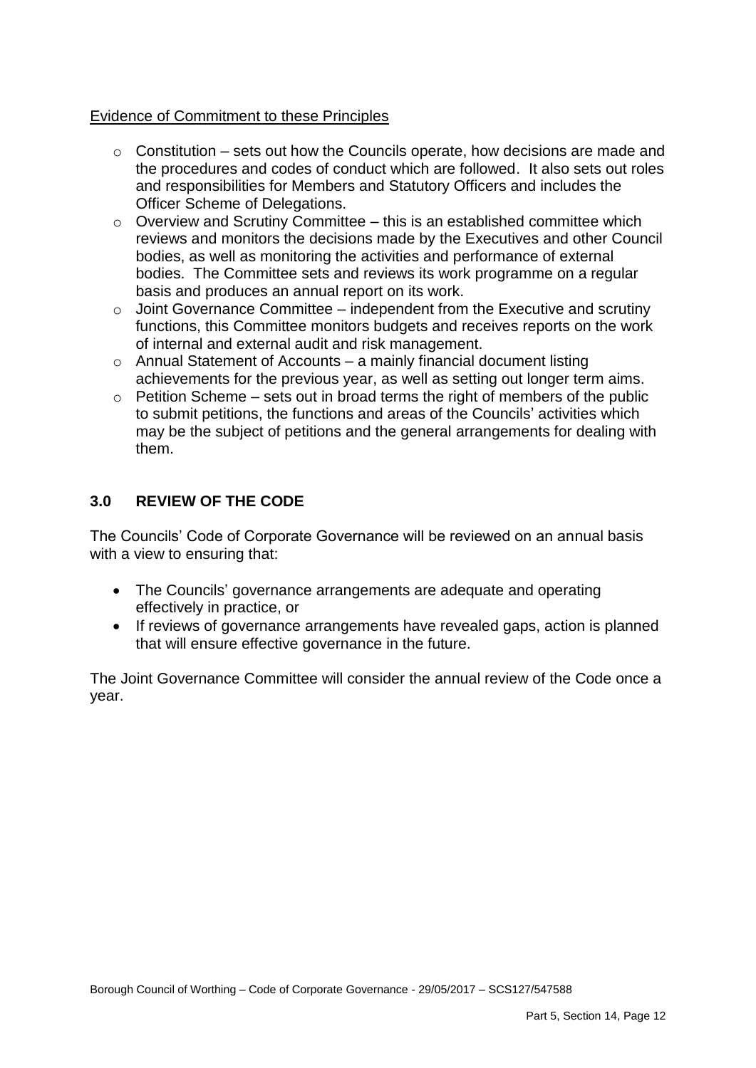Evidence of Commitment to these Principles

- Constitution – sets out how the Councils operate, how decisions are made and the procedures and codes of conduct which are followed. It also sets out roles and responsibilities for Members and Statutory Officers and includes the Officer Scheme of Delegations.
- Overview and Scrutiny Committee – this is an established committee which reviews and monitors the decisions made by the Executives and other Council bodies, as well as monitoring the activities and performance of external bodies. The Committee sets and reviews its work programme on a regular basis and produces an annual report on its work.
- Joint Governance Committee – independent from the Executive and scrutiny functions, this Committee monitors budgets and receives reports on the work of internal and external audit and risk management.
- Annual Statement of Accounts – a mainly financial document listing achievements for the previous year, as well as setting out longer term aims.
- Petition Scheme – sets out in broad terms the right of members of the public to submit petitions, the functions and areas of the Councils' activities which may be the subject of petitions and the general arrangements for dealing with them.

## 3.0 REVIEW OF THE CODE

The Councils' Code of Corporate Governance will be reviewed on an annual basis with a view to ensuring that:

- The Councils' governance arrangements are adequate and operating effectively in practice, or
- If reviews of governance arrangements have revealed gaps, action is planned that will ensure effective governance in the future.

The Joint Governance Committee will consider the annual review of the Code once a year.